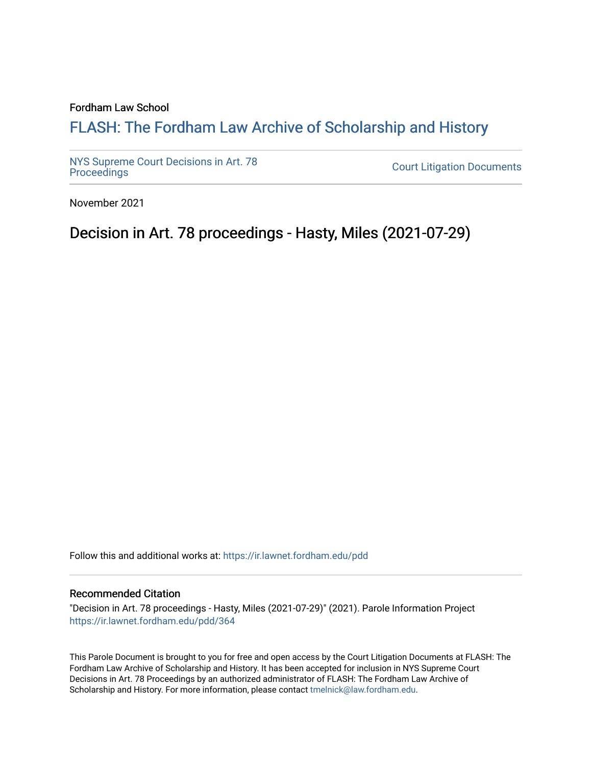Fordham Law School

# FLASH: The Fordham Law Archive of Scholarship and History

NYS Supreme Court Decisions in Art. 78 Proceedings

Court Litigation Documents

November 2021

## Decision in Art. 78 proceedings - Hasty, Miles (2021-07-29)

Follow this and additional works at: https://ir.lawnet.fordham.edu/pdd

### Recommended Citation

"Decision in Art. 78 proceedings - Hasty, Miles (2021-07-29)" (2021). Parole Information Project https://ir.lawnet.fordham.edu/pdd/364

This Parole Document is brought to you for free and open access by the Court Litigation Documents at FLASH: The Fordham Law Archive of Scholarship and History. It has been accepted for inclusion in NYS Supreme Court Decisions in Art. 78 Proceedings by an authorized administrator of FLASH: The Fordham Law Archive of Scholarship and History. For more information, please contact tmelnick@law.fordham.edu.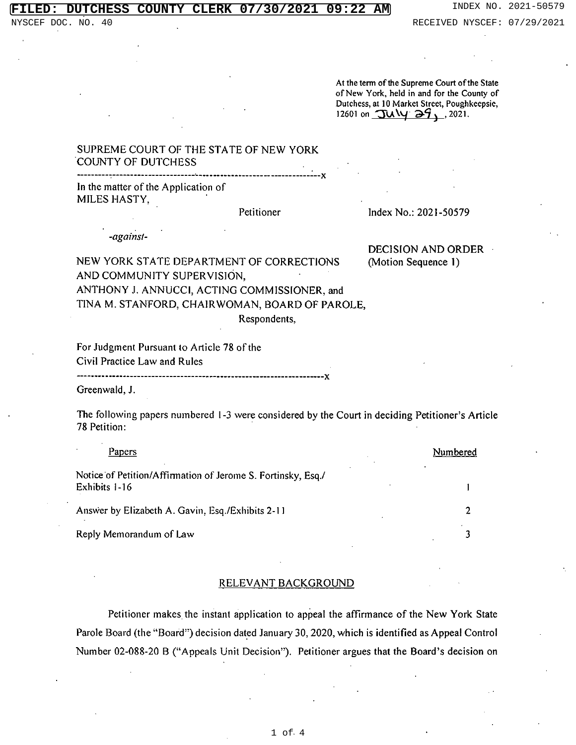At the term of the Supreme Court of the State of New York, held in and for the County of Dutchess, at 10 Market Street, Poughkeepsie, 12601 on July 29, 2021.

SUPREME COURT OF THE STATE OF NEW YORK
COUNTY OF DUTCHESS

---

In the matter of the Application of
MILES HASTY,

Petitioner

Index No.: 2021-50579

*-against-*

NEW YORK STATE DEPARTMENT OF CORRECTIONS AND COMMUNITY SUPERVISION,
ANTHONY J. ANNUCCI, ACTING COMMISSIONER, and
TINA M. STANFORD, CHAIRWOMAN, BOARD OF PAROLE,

Respondents,

DECISION AND ORDER
(Motion Sequence 1)

For Judgment Pursuant to Article 78 of the Civil Practice Law and Rules

---

Greenwald, J.

The following papers numbered 1-3 were considered by the Court in deciding Petitioner's Article 78 Petition:

| Papers | Numbered |
|---|---|
| Notice of Petition/Affirmation of Jerome S. Fortinsky, Esq./ Exhibits 1-16 | 1 |
| Answer by Elizabeth A. Gavin, Esq./Exhibits 2-11 | 2 |
| Reply Memorandum of Law | 3 |

## RELEVANT BACKGROUND

Petitioner makes the instant application to appeal the affirmance of the New York State Parole Board (the "Board") decision dated January 30, 2020, which is identified as Appeal Control Number 02-088-20 B ("Appeals Unit Decision"). Petitioner argues that the Board's decision on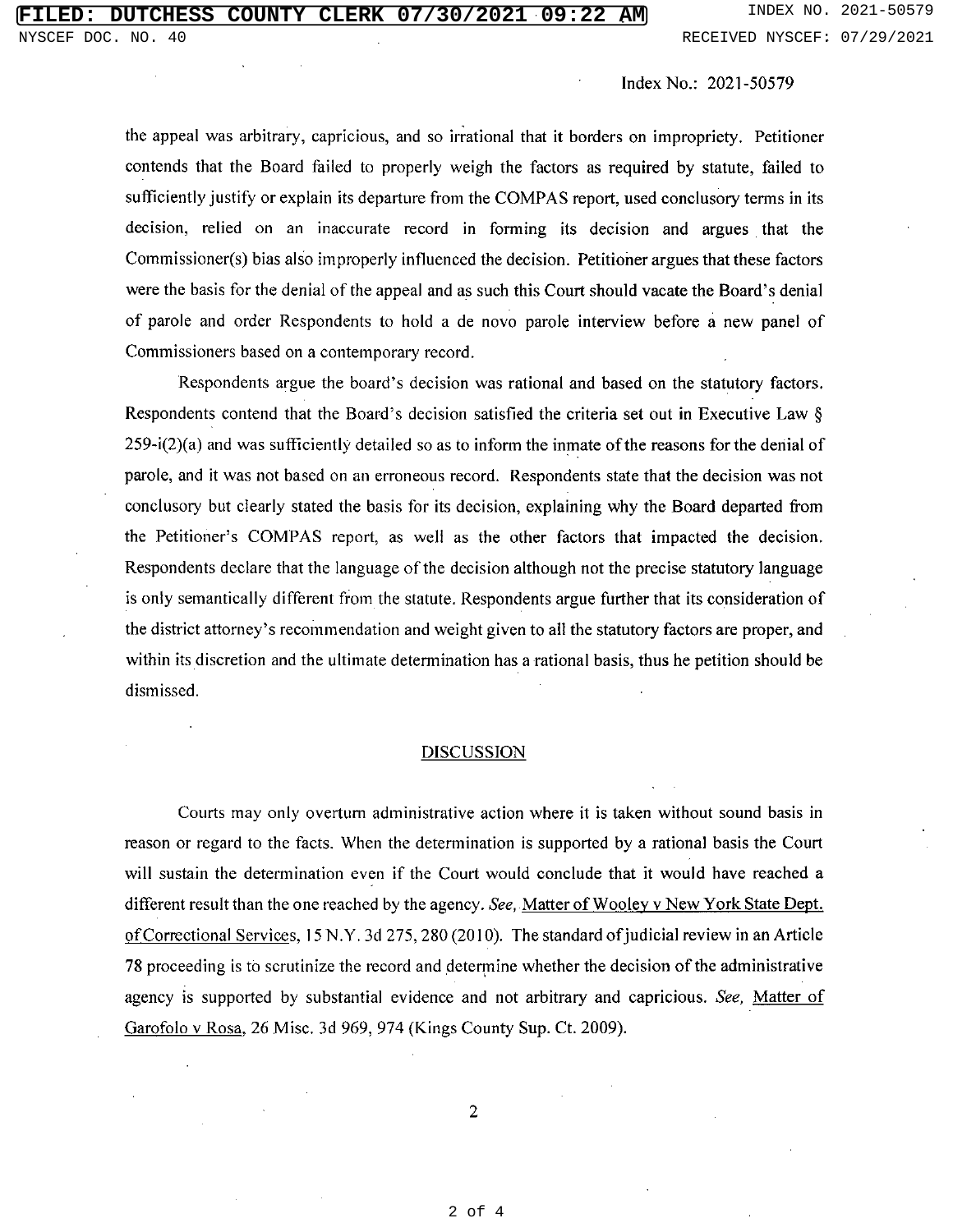Index No.: 2021-50579

the appeal was arbitrary, capricious, and so irrational that it borders on impropriety. Petitioner contends that the Board failed to properly weigh the factors as required by statute, failed to sufficiently justify or explain its departure from the COMPAS report, used conclusory terms in its decision, relied on an inaccurate record in forming its decision and argues that the Commissioner(s) bias also improperly influenced the decision. Petitioner argues that these factors were the basis for the denial of the appeal and as such this Court should vacate the Board's denial of parole and order Respondents to hold a de novo parole interview before a new panel of Commissioners based on a contemporary record.

Respondents argue the board's decision was rational and based on the statutory factors. Respondents contend that the Board's decision satisfied the criteria set out in Executive Law § 259-i(2)(a) and was sufficiently detailed so as to inform the inmate of the reasons for the denial of parole, and it was not based on an erroneous record. Respondents state that the decision was not conclusory but clearly stated the basis for its decision, explaining why the Board departed from the Petitioner's COMPAS report, as well as the other factors that impacted the decision. Respondents declare that the language of the decision although not the precise statutory language is only semantically different from the statute. Respondents argue further that its consideration of the district attorney's recommendation and weight given to all the statutory factors are proper, and within its discretion and the ultimate determination has a rational basis, thus he petition should be dismissed.

## DISCUSSION

Courts may only overturn administrative action where it is taken without sound basis in reason or regard to the facts. When the determination is supported by a rational basis the Court will sustain the determination even if the Court would conclude that it would have reached a different result than the one reached by the agency. *See,* Matter of Wooley v New York State Dept. of Correctional Services, 15 N.Y. 3d 275, 280 (2010). The standard of judicial review in an Article 78 proceeding is to scrutinize the record and determine whether the decision of the administrative agency is supported by substantial evidence and not arbitrary and capricious. *See,* Matter of Garofolo v Rosa, 26 Misc. 3d 969, 974 (Kings County Sup. Ct. 2009).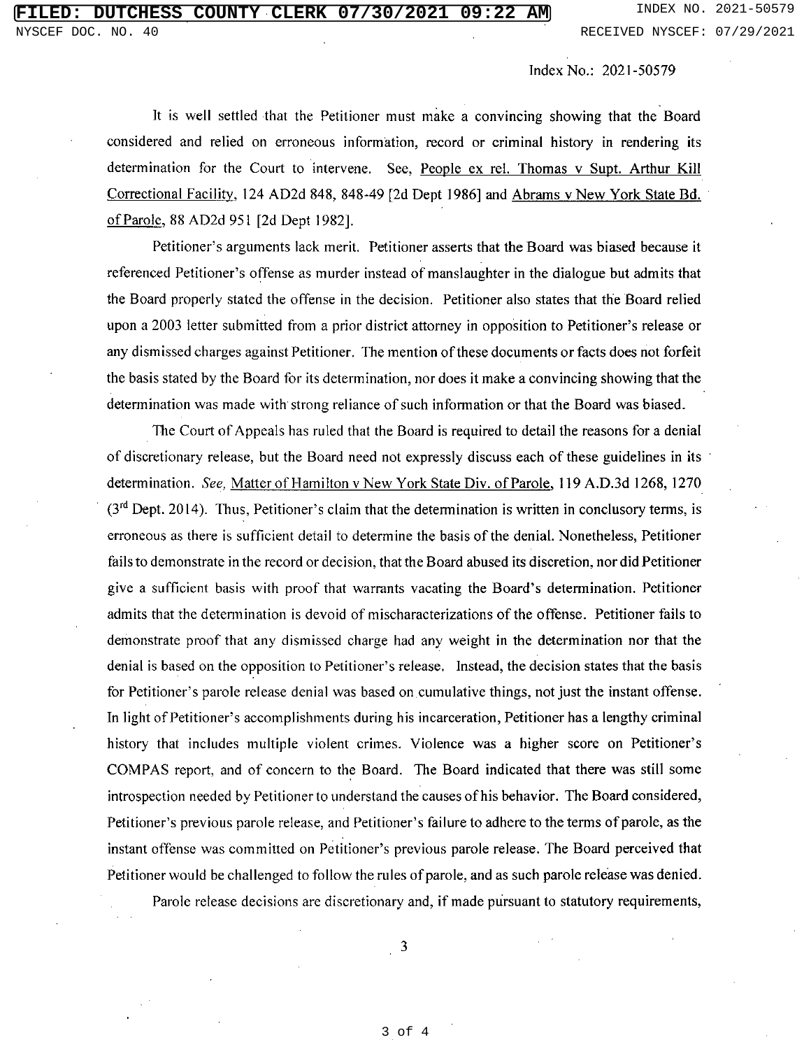Index No.: 2021-50579

It is well settled that the Petitioner must make a convincing showing that the Board considered and relied on erroneous information, record or criminal history in rendering its determination for the Court to intervene. See, People ex rel. Thomas v Supt. Arthur Kill Correctional Facility, 124 AD2d 848, 848-49 [2d Dept 1986] and Abrams v New York State Bd. of Parole, 88 AD2d 951 [2d Dept 1982].

Petitioner's arguments lack merit. Petitioner asserts that the Board was biased because it referenced Petitioner's offense as murder instead of manslaughter in the dialogue but admits that the Board properly stated the offense in the decision. Petitioner also states that the Board relied upon a 2003 letter submitted from a prior district attorney in opposition to Petitioner's release or any dismissed charges against Petitioner. The mention of these documents or facts does not forfeit the basis stated by the Board for its determination, nor does it make a convincing showing that the determination was made with strong reliance of such information or that the Board was biased.

The Court of Appeals has ruled that the Board is required to detail the reasons for a denial of discretionary release, but the Board need not expressly discuss each of these guidelines in its determination. *See,* Matter of Hamilton v New York State Div. of Parole, 119 A.D.3d 1268, 1270 (3rd Dept. 2014). Thus, Petitioner's claim that the determination is written in conclusory terms, is erroneous as there is sufficient detail to determine the basis of the denial. Nonetheless, Petitioner fails to demonstrate in the record or decision, that the Board abused its discretion, nor did Petitioner give a sufficient basis with proof that warrants vacating the Board's determination. Petitioner admits that the determination is devoid of mischaracterizations of the offense. Petitioner fails to demonstrate proof that any dismissed charge had any weight in the determination nor that the denial is based on the opposition to Petitioner's release. Instead, the decision states that the basis for Petitioner's parole release denial was based on cumulative things, not just the instant offense. In light of Petitioner's accomplishments during his incarceration, Petitioner has a lengthy criminal history that includes multiple violent crimes. Violence was a higher score on Petitioner's COMPAS report, and of concern to the Board. The Board indicated that there was still some introspection needed by Petitioner to understand the causes of his behavior. The Board considered, Petitioner's previous parole release, and Petitioner's failure to adhere to the terms of parole, as the instant offense was committed on Petitioner's previous parole release. The Board perceived that Petitioner would be challenged to follow the rules of parole, and as such parole release was denied.

Parole release decisions are discretionary and, if made pursuant to statutory requirements,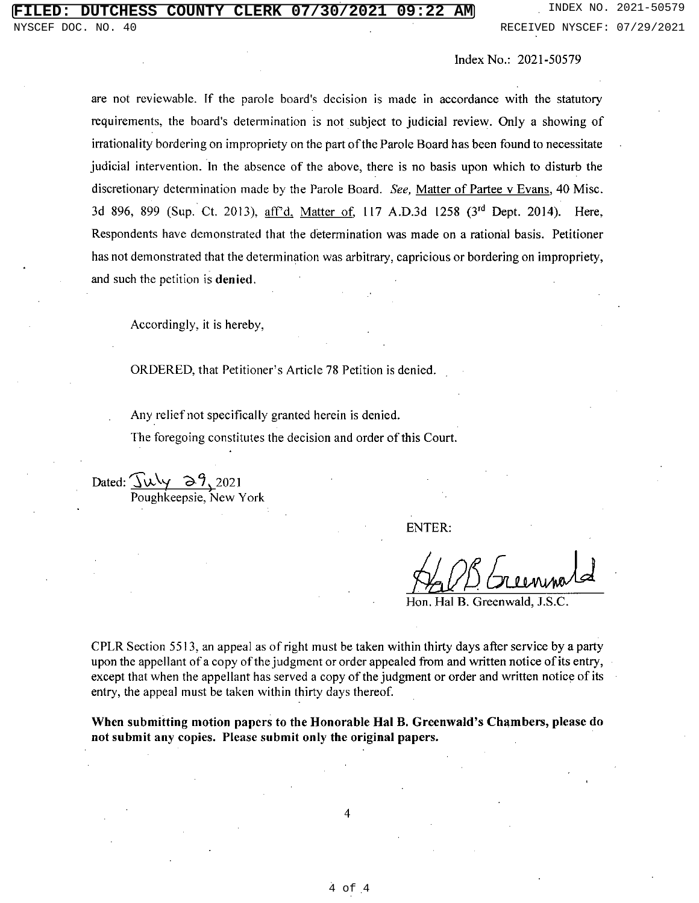Index No.: 2021-50579

are not reviewable. If the parole board's decision is made in accordance with the statutory requirements, the board's determination is not subject to judicial review. Only a showing of irrationality bordering on impropriety on the part of the Parole Board has been found to necessitate judicial intervention. In the absence of the above, there is no basis upon which to disturb the discretionary determination made by the Parole Board. *See,* Matter of Partee v Evans, 40 Misc. 3d 896, 899 (Sup. Ct. 2013), aff'd, Matter of, 117 A.D.3d 1258 (3rd Dept. 2014). Here, Respondents have demonstrated that the determination was made on a rational basis. Petitioner has not demonstrated that the determination was arbitrary, capricious or bordering on impropriety, and such the petition is **denied**.

Accordingly, it is hereby,

ORDERED, that Petitioner's Article 78 Petition is denied.

Any relief not specifically granted herein is denied.
The foregoing constitutes the decision and order of this Court.

Dated: July 29, 2021
Poughkeepsie, New York

ENTER:

Hal B. Greenwald

Hon. Hal B. Greenwald, J.S.C.

CPLR Section 5513, an appeal as of right must be taken within thirty days after service by a party upon the appellant of a copy of the judgment or order appealed from and written notice of its entry, except that when the appellant has served a copy of the judgment or order and written notice of its entry, the appeal must be taken within thirty days thereof.

**When submitting motion papers to the Honorable Hal B. Greenwald's Chambers, please do not submit any copies. Please submit only the original papers.**